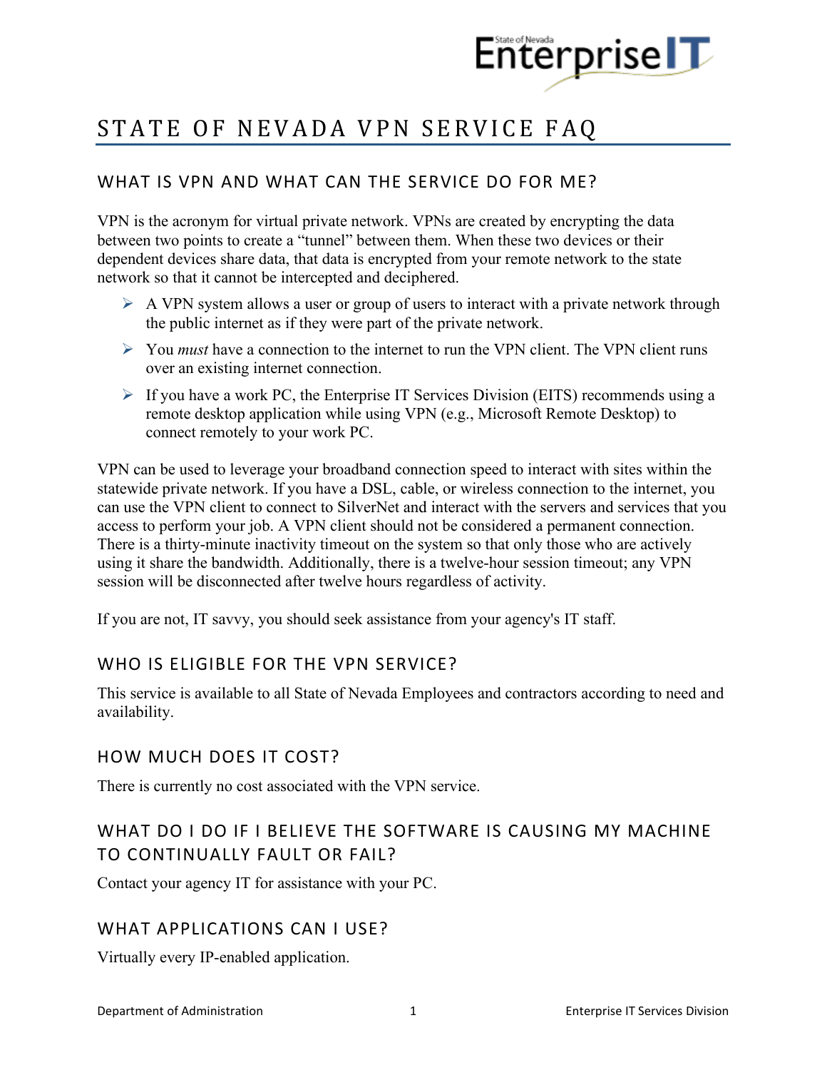# STATE OF NEVADA VPN SERVICE FAQ

## WHAT IS VPN AND WHAT CAN THE SERVICE DO FOR ME?

VPN is the acronym for virtual private network. VPNs are created by encrypting the data between two points to create a "tunnel" between them. When these two devices or their dependent devices share data, that data is encrypted from your remote network to the state network so that it cannot be intercepted and deciphered.

- A VPN system allows a user or group of users to interact with a private network through the public internet as if they were part of the private network.
- You *must* have a connection to the internet to run the VPN client. The VPN client runs over an existing internet connection.
- If you have a work PC, the Enterprise IT Services Division (EITS) recommends using a remote desktop application while using VPN (e.g., Microsoft Remote Desktop) to connect remotely to your work PC.

VPN can be used to leverage your broadband connection speed to interact with sites within the statewide private network. If you have a DSL, cable, or wireless connection to the internet, you can use the VPN client to connect to SilverNet and interact with the servers and services that you access to perform your job. A VPN client should not be considered a permanent connection. There is a thirty-minute inactivity timeout on the system so that only those who are actively using it share the bandwidth. Additionally, there is a twelve-hour session timeout; any VPN session will be disconnected after twelve hours regardless of activity.

If you are not, IT savvy, you should seek assistance from your agency's IT staff.

## WHO IS ELIGIBLE FOR THE VPN SERVICE?

This service is available to all State of Nevada Employees and contractors according to need and availability.

## HOW MUCH DOES IT COST?

There is currently no cost associated with the VPN service.

## WHAT DO I DO IF I BELIEVE THE SOFTWARE IS CAUSING MY MACHINE TO CONTINUALLY FAULT OR FAIL?

Contact your agency IT for assistance with your PC.

## WHAT APPLICATIONS CAN I USE?

Virtually every IP-enabled application.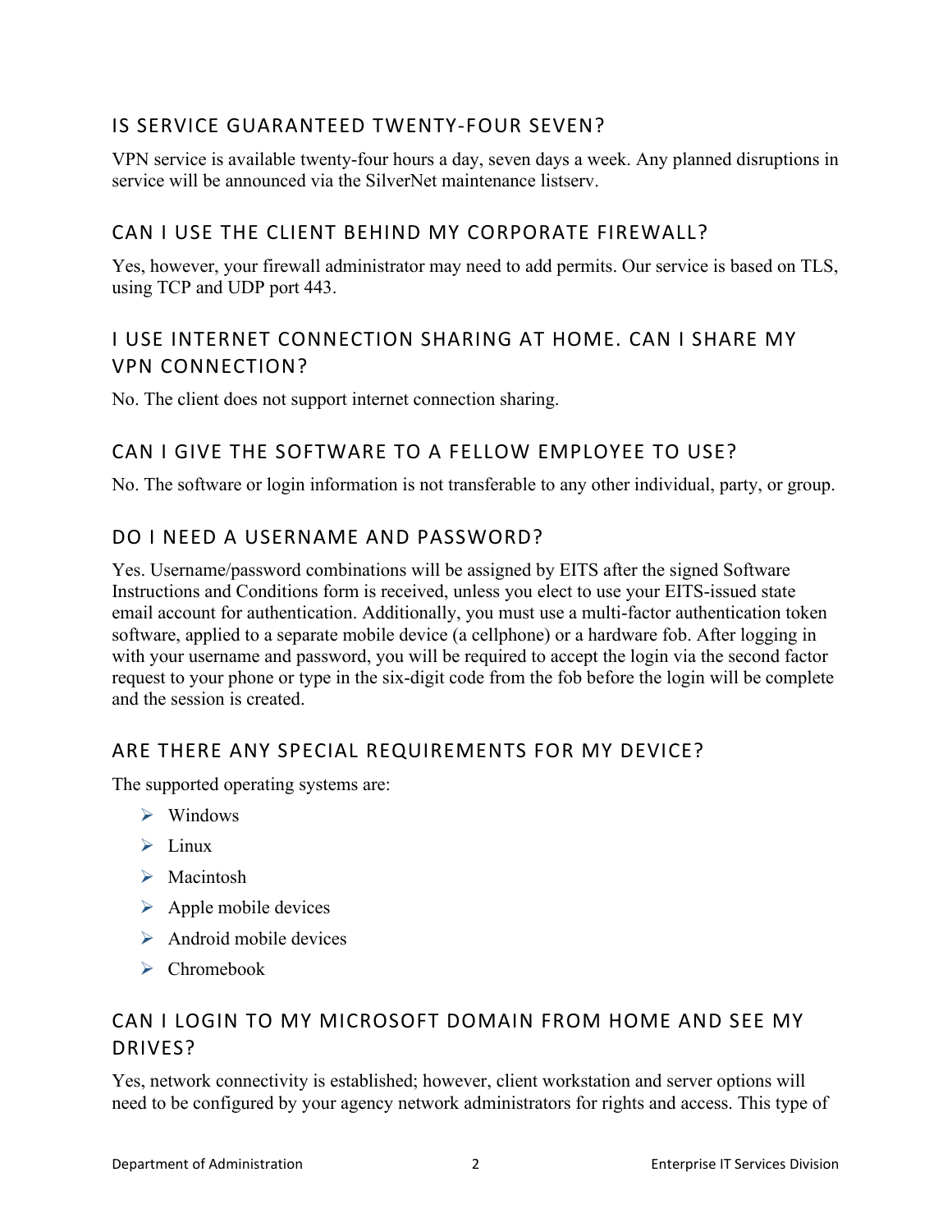## IS SERVICE GUARANTEED TWENTY-FOUR SEVEN?

VPN service is available twenty-four hours a day, seven days a week. Any planned disruptions in service will be announced via the SilverNet maintenance listserv.

## CAN I USE THE CLIENT BEHIND MY CORPORATE FIREWALL?

Yes, however, your firewall administrator may need to add permits. Our service is based on TLS, using TCP and UDP port 443.

## I USE INTERNET CONNECTION SHARING AT HOME. CAN I SHARE MY VPN CONNECTION?

No. The client does not support internet connection sharing.

## CAN I GIVE THE SOFTWARE TO A FELLOW EMPLOYEE TO USE?

No. The software or login information is not transferable to any other individual, party, or group.

## DO I NEED A USERNAME AND PASSWORD?

Yes. Username/password combinations will be assigned by EITS after the signed Software Instructions and Conditions form is received, unless you elect to use your EITS-issued state email account for authentication. Additionally, you must use a multi-factor authentication token software, applied to a separate mobile device (a cellphone) or a hardware fob. After logging in with your username and password, you will be required to accept the login via the second factor request to your phone or type in the six-digit code from the fob before the login will be complete and the session is created.

## ARE THERE ANY SPECIAL REQUIREMENTS FOR MY DEVICE?

The supported operating systems are:

- Windows
- Linux
- Macintosh
- Apple mobile devices
- Android mobile devices
- Chromebook

## CAN I LOGIN TO MY MICROSOFT DOMAIN FROM HOME AND SEE MY DRIVES?

Yes, network connectivity is established; however, client workstation and server options will need to be configured by your agency network administrators for rights and access. This type of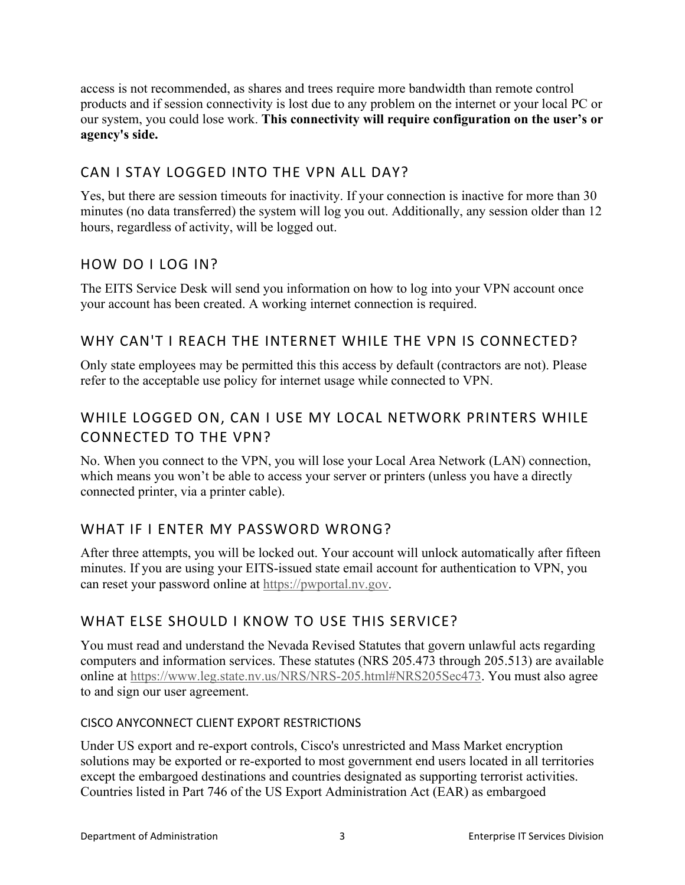access is not recommended, as shares and trees require more bandwidth than remote control products and if session connectivity is lost due to any problem on the internet or your local PC or our system, you could lose work. **This connectivity will require configuration on the user's or agency's side.**

## CAN I STAY LOGGED INTO THE VPN ALL DAY?

Yes, but there are session timeouts for inactivity. If your connection is inactive for more than 30 minutes (no data transferred) the system will log you out. Additionally, any session older than 12 hours, regardless of activity, will be logged out.

## HOW DO I LOG IN?

The EITS Service Desk will send you information on how to log into your VPN account once your account has been created. A working internet connection is required.

## WHY CAN'T I REACH THE INTERNET WHILE THE VPN IS CONNECTED?

Only state employees may be permitted this this access by default (contractors are not). Please refer to the acceptable use policy for internet usage while connected to VPN.

## WHILE LOGGED ON, CAN I USE MY LOCAL NETWORK PRINTERS WHILE CONNECTED TO THE VPN?

No. When you connect to the VPN, you will lose your Local Area Network (LAN) connection, which means you won't be able to access your server or printers (unless you have a directly connected printer, via a printer cable).

## WHAT IF I ENTER MY PASSWORD WRONG?

After three attempts, you will be locked out. Your account will unlock automatically after fifteen minutes. If you are using your EITS-issued state email account for authentication to VPN, you can reset your password online at https://pwportal.nv.gov.

## WHAT ELSE SHOULD I KNOW TO USE THIS SERVICE?

You must read and understand the Nevada Revised Statutes that govern unlawful acts regarding computers and information services. These statutes (NRS 205.473 through 205.513) are available online at https://www.leg.state.nv.us/NRS/NRS-205.html#NRS205Sec473. You must also agree to and sign our user agreement.

### CISCO ANYCONNECT CLIENT EXPORT RESTRICTIONS

Under US export and re-export controls, Cisco's unrestricted and Mass Market encryption solutions may be exported or re-exported to most government end users located in all territories except the embargoed destinations and countries designated as supporting terrorist activities. Countries listed in Part 746 of the US Export Administration Act (EAR) as embargoed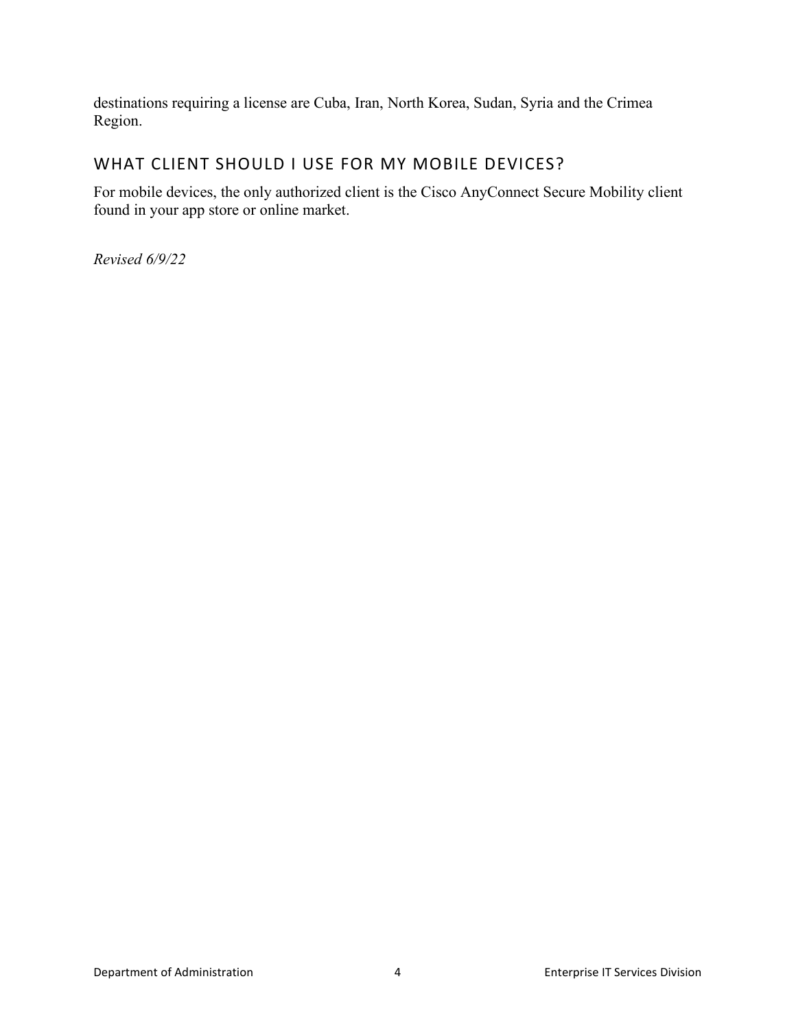destinations requiring a license are Cuba, Iran, North Korea, Sudan, Syria and the Crimea Region.

## WHAT CLIENT SHOULD I USE FOR MY MOBILE DEVICES?

For mobile devices, the only authorized client is the Cisco AnyConnect Secure Mobility client found in your app store or online market.

*Revised 6/9/22*